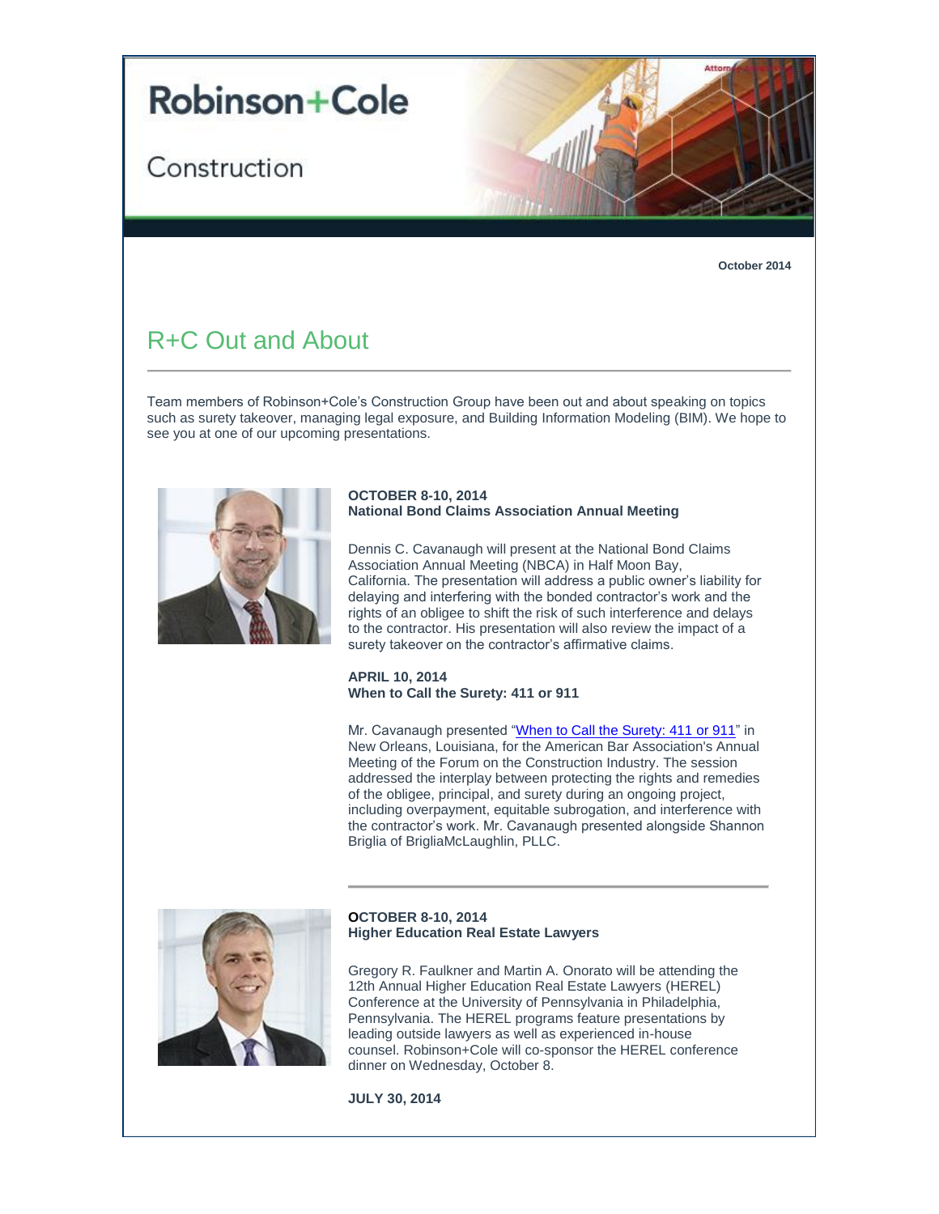# Robinson+Cole

Construction

**October 2014**

## R+C Out and About

Team members of Robinson+Cole's Construction Group have been out and about speaking on topics such as surety takeover, managing legal exposure, and Building Information Modeling (BIM). We hope to see you at one of our upcoming presentations.

**OCTOBER 8-10, 2014**
**National Bond Claims Association Annual Meeting**

Dennis C. Cavanaugh will present at the National Bond Claims Association Annual Meeting (NBCA) in Half Moon Bay, California. The presentation will address a public owner's liability for delaying and interfering with the bonded contractor's work and the rights of an obligee to shift the risk of such interference and delays to the contractor. His presentation will also review the impact of a surety takeover on the contractor's affirmative claims.

**APRIL 10, 2014**
**When to Call the Surety: 411 or 911**

Mr. Cavanaugh presented "When to Call the Surety: 411 or 911" in New Orleans, Louisiana, for the American Bar Association's Annual Meeting of the Forum on the Construction Industry. The session addressed the interplay between protecting the rights and remedies of the obligee, principal, and surety during an ongoing project, including overpayment, equitable subrogation, and interference with the contractor's work. Mr. Cavanaugh presented alongside Shannon Briglia of BrigliaMcLaughlin, PLLC.

---

**OCTOBER 8-10, 2014**
**Higher Education Real Estate Lawyers**

Gregory R. Faulkner and Martin A. Onorato will be attending the 12th Annual Higher Education Real Estate Lawyers (HEREL) Conference at the University of Pennsylvania in Philadelphia, Pennsylvania. The HEREL programs feature presentations by leading outside lawyers as well as experienced in-house counsel. Robinson+Cole will co-sponsor the HEREL conference dinner on Wednesday, October 8.

**JULY 30, 2014**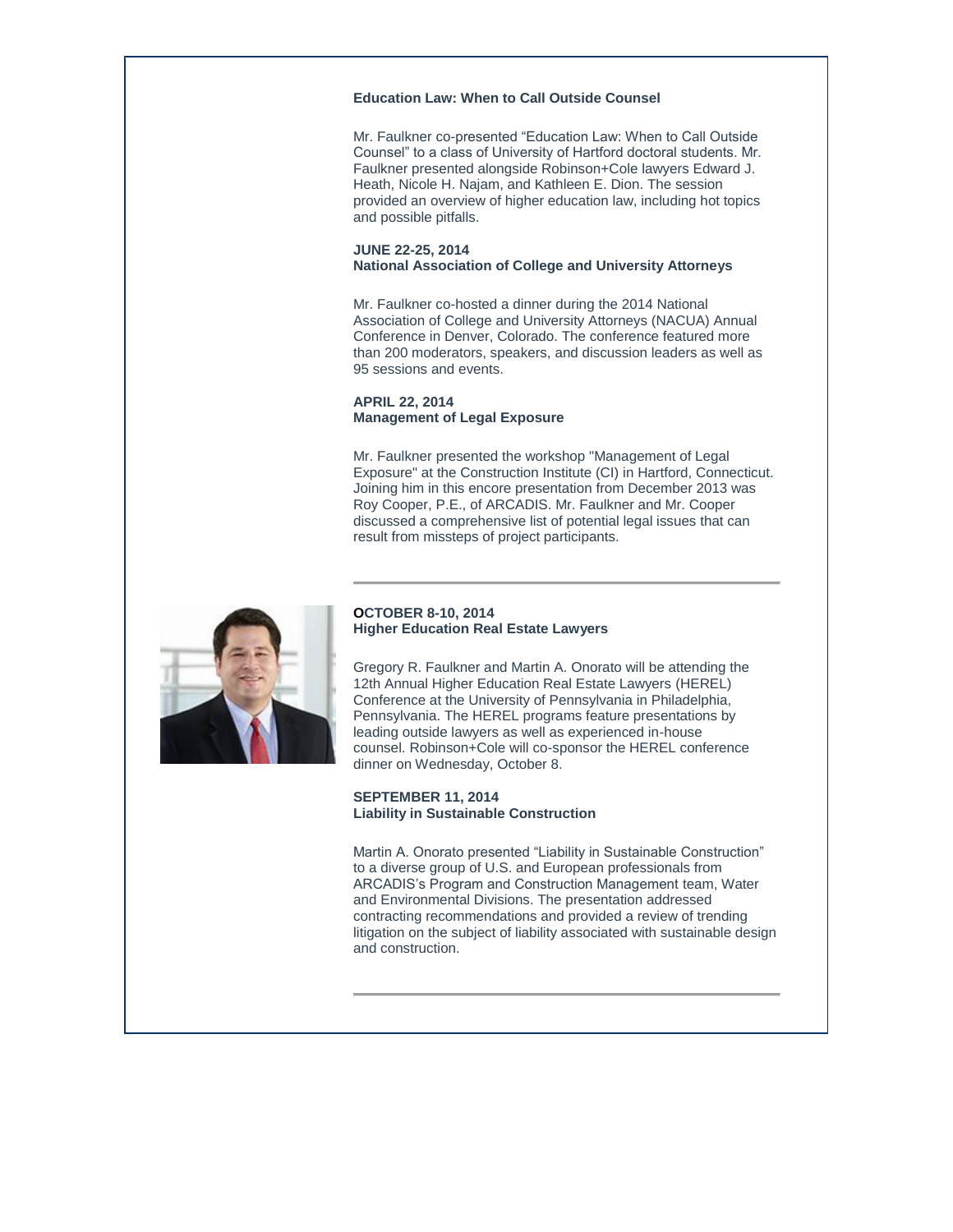**Education Law: When to Call Outside Counsel**

Mr. Faulkner co-presented "Education Law: When to Call Outside Counsel" to a class of University of Hartford doctoral students. Mr. Faulkner presented alongside Robinson+Cole lawyers Edward J. Heath, Nicole H. Najam, and Kathleen E. Dion. The session provided an overview of higher education law, including hot topics and possible pitfalls.

**JUNE 22-25, 2014**
**National Association of College and University Attorneys**

Mr. Faulkner co-hosted a dinner during the 2014 National Association of College and University Attorneys (NACUA) Annual Conference in Denver, Colorado. The conference featured more than 200 moderators, speakers, and discussion leaders as well as 95 sessions and events.

**APRIL 22, 2014**
**Management of Legal Exposure**

Mr. Faulkner presented the workshop "Management of Legal Exposure" at the Construction Institute (CI) in Hartford, Connecticut. Joining him in this encore presentation from December 2013 was Roy Cooper, P.E., of ARCADIS. Mr. Faulkner and Mr. Cooper discussed a comprehensive list of potential legal issues that can result from missteps of project participants.

---

**OCTOBER 8-10, 2014**
**Higher Education Real Estate Lawyers**

Gregory R. Faulkner and Martin A. Onorato will be attending the 12th Annual Higher Education Real Estate Lawyers (HEREL) Conference at the University of Pennsylvania in Philadelphia, Pennsylvania. The HEREL programs feature presentations by leading outside lawyers as well as experienced in-house counsel. Robinson+Cole will co-sponsor the HEREL conference dinner on Wednesday, October 8.

**SEPTEMBER 11, 2014**
**Liability in Sustainable Construction**

Martin A. Onorato presented "Liability in Sustainable Construction" to a diverse group of U.S. and European professionals from ARCADIS's Program and Construction Management team, Water and Environmental Divisions. The presentation addressed contracting recommendations and provided a review of trending litigation on the subject of liability associated with sustainable design and construction.

---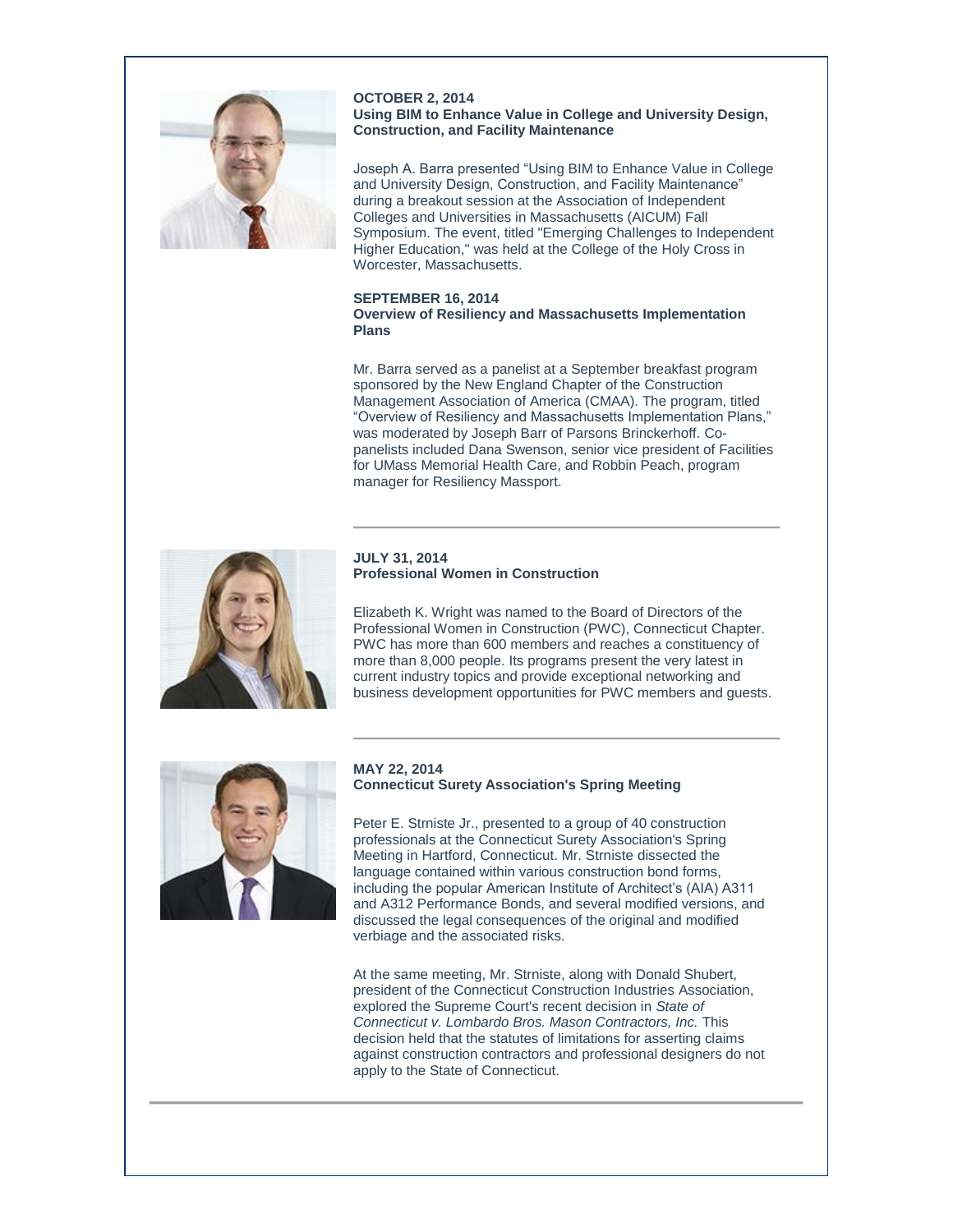**OCTOBER 2, 2014**
**Using BIM to Enhance Value in College and University Design, Construction, and Facility Maintenance**

Joseph A. Barra presented "Using BIM to Enhance Value in College and University Design, Construction, and Facility Maintenance" during a breakout session at the Association of Independent Colleges and Universities in Massachusetts (AICUM) Fall Symposium. The event, titled "Emerging Challenges to Independent Higher Education," was held at the College of the Holy Cross in Worcester, Massachusetts.

**SEPTEMBER 16, 2014**
**Overview of Resiliency and Massachusetts Implementation Plans**

Mr. Barra served as a panelist at a September breakfast program sponsored by the New England Chapter of the Construction Management Association of America (CMAA). The program, titled "Overview of Resiliency and Massachusetts Implementation Plans," was moderated by Joseph Barr of Parsons Brinckerhoff. Co-panelists included Dana Swenson, senior vice president of Facilities for UMass Memorial Health Care, and Robbin Peach, program manager for Resiliency Massport.

---

**JULY 31, 2014**
**Professional Women in Construction**

Elizabeth K. Wright was named to the Board of Directors of the Professional Women in Construction (PWC), Connecticut Chapter. PWC has more than 600 members and reaches a constituency of more than 8,000 people. Its programs present the very latest in current industry topics and provide exceptional networking and business development opportunities for PWC members and guests.

---

**MAY 22, 2014**
**Connecticut Surety Association's Spring Meeting**

Peter E. Strniste Jr., presented to a group of 40 construction professionals at the Connecticut Surety Association's Spring Meeting in Hartford, Connecticut. Mr. Strniste dissected the language contained within various construction bond forms, including the popular American Institute of Architect's (AIA) A311 and A312 Performance Bonds, and several modified versions, and discussed the legal consequences of the original and modified verbiage and the associated risks.

At the same meeting, Mr. Strniste, along with Donald Shubert, president of the Connecticut Construction Industries Association, explored the Supreme Court's recent decision in *State of Connecticut v. Lombardo Bros. Mason Contractors, Inc.* This decision held that the statutes of limitations for asserting claims against construction contractors and professional designers do not apply to the State of Connecticut.

---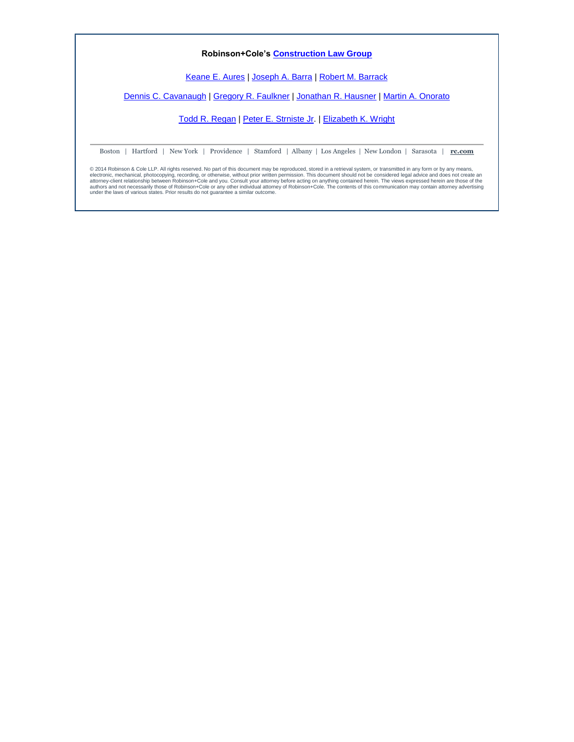**Robinson+Cole's Construction Law Group**

Keane E. Aures | Joseph A. Barra | Robert M. Barrack

Dennis C. Cavanaugh | Gregory R. Faulkner | Jonathan R. Hausner | Martin A. Onorato

Todd R. Regan | Peter E. Strniste Jr. | Elizabeth K. Wright

---

Boston | Hartford | New York | Providence | Stamford | Albany | Los Angeles | New London | Sarasota | **rc.com**

© 2014 Robinson & Cole LLP. All rights reserved. No part of this document may be reproduced, stored in a retrieval system, or transmitted in any form or by any means, electronic, mechanical, photocopying, recording, or otherwise, without prior written permission. This document should not be considered legal advice and does not create an attorney-client relationship between Robinson+Cole and you. Consult your attorney before acting on anything contained herein. The views expressed herein are those of the authors and not necessarily those of Robinson+Cole or any other individual attorney of Robinson+Cole. The contents of this communication may contain attorney advertising under the laws of various states. Prior results do not guarantee a similar outcome.